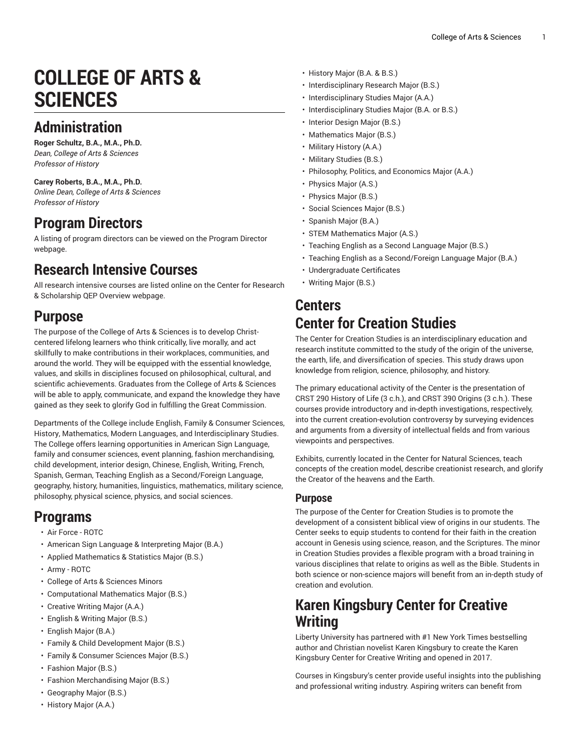# COLLEGE OF ARTS & SCIENCES

## Administration

**Roger Schultz, B.A., M.A., Ph.D.**
*Dean, College of Arts & Sciences*
*Professor of History*

**Carey Roberts, B.A., M.A., Ph.D.**
*Online Dean, College of Arts & Sciences*
*Professor of History*

## Program Directors

A listing of program directors can be viewed on the Program Director webpage.

## Research Intensive Courses

All research intensive courses are listed online on the Center for Research & Scholarship QEP Overview webpage.

## Purpose

The purpose of the College of Arts & Sciences is to develop Christ-centered lifelong learners who think critically, live morally, and act skillfully to make contributions in their workplaces, communities, and around the world. They will be equipped with the essential knowledge, values, and skills in disciplines focused on philosophical, cultural, and scientific achievements. Graduates from the College of Arts & Sciences will be able to apply, communicate, and expand the knowledge they have gained as they seek to glorify God in fulfilling the Great Commission.

Departments of the College include English, Family & Consumer Sciences, History, Mathematics, Modern Languages, and Interdisciplinary Studies. The College offers learning opportunities in American Sign Language, family and consumer sciences, event planning, fashion merchandising, child development, interior design, Chinese, English, Writing, French, Spanish, German, Teaching English as a Second/Foreign Language, geography, history, humanities, linguistics, mathematics, military science, philosophy, physical science, physics, and social sciences.

## Programs

- Air Force - ROTC
- American Sign Language & Interpreting Major (B.A.)
- Applied Mathematics & Statistics Major (B.S.)
- Army - ROTC
- College of Arts & Sciences Minors
- Computational Mathematics Major (B.S.)
- Creative Writing Major (A.A.)
- English & Writing Major (B.S.)
- English Major (B.A.)
- Family & Child Development Major (B.S.)
- Family & Consumer Sciences Major (B.S.)
- Fashion Major (B.S.)
- Fashion Merchandising Major (B.S.)
- Geography Major (B.S.)
- History Major (A.A.)
- History Major (B.A. & B.S.)
- Interdisciplinary Research Major (B.S.)
- Interdisciplinary Studies Major (A.A.)
- Interdisciplinary Studies Major (B.A. or B.S.)
- Interior Design Major (B.S.)
- Mathematics Major (B.S.)
- Military History (A.A.)
- Military Studies (B.S.)
- Philosophy, Politics, and Economics Major (A.A.)
- Physics Major (A.S.)
- Physics Major (B.S.)
- Social Sciences Major (B.S.)
- Spanish Major (B.A.)
- STEM Mathematics Major (A.S.)
- Teaching English as a Second Language Major (B.S.)
- Teaching English as a Second/Foreign Language Major (B.A.)
- Undergraduate Certificates
- Writing Major (B.S.)

## Centers

## Center for Creation Studies

The Center for Creation Studies is an interdisciplinary education and research institute committed to the study of the origin of the universe, the earth, life, and diversification of species. This study draws upon knowledge from religion, science, philosophy, and history.

The primary educational activity of the Center is the presentation of CRST 290 History of Life (3 c.h.), and CRST 390 Origins (3 c.h.). These courses provide introductory and in-depth investigations, respectively, into the current creation-evolution controversy by surveying evidences and arguments from a diversity of intellectual fields and from various viewpoints and perspectives.

Exhibits, currently located in the Center for Natural Sciences, teach concepts of the creation model, describe creationist research, and glorify the Creator of the heavens and the Earth.

### Purpose

The purpose of the Center for Creation Studies is to promote the development of a consistent biblical view of origins in our students. The Center seeks to equip students to contend for their faith in the creation account in Genesis using science, reason, and the Scriptures. The minor in Creation Studies provides a flexible program with a broad training in various disciplines that relate to origins as well as the Bible. Students in both science or non-science majors will benefit from an in-depth study of creation and evolution.

## Karen Kingsbury Center for Creative Writing

Liberty University has partnered with #1 New York Times bestselling author and Christian novelist Karen Kingsbury to create the Karen Kingsbury Center for Creative Writing and opened in 2017.

Courses in Kingsbury's center provide useful insights into the publishing and professional writing industry. Aspiring writers can benefit from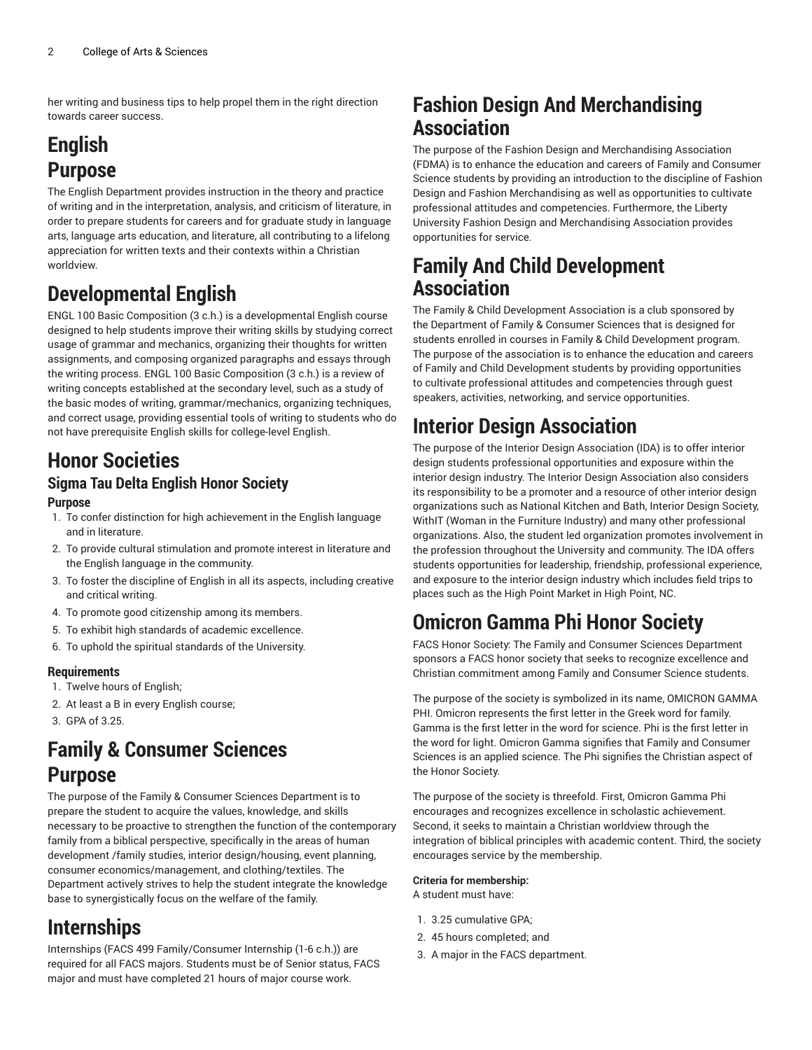her writing and business tips to help propel them in the right direction towards career success.

# English

## Purpose

The English Department provides instruction in the theory and practice of writing and in the interpretation, analysis, and criticism of literature, in order to prepare students for careers and for graduate study in language arts, language arts education, and literature, all contributing to a lifelong appreciation for written texts and their contexts within a Christian worldview.

## Developmental English

ENGL 100 Basic Composition (3 c.h.) is a developmental English course designed to help students improve their writing skills by studying correct usage of grammar and mechanics, organizing their thoughts for written assignments, and composing organized paragraphs and essays through the writing process. ENGL 100 Basic Composition (3 c.h.) is a review of writing concepts established at the secondary level, such as a study of the basic modes of writing, grammar/mechanics, organizing techniques, and correct usage, providing essential tools of writing to students who do not have prerequisite English skills for college-level English.

## Honor Societies

### Sigma Tau Delta English Honor Society

#### Purpose

1. To confer distinction for high achievement in the English language and in literature.
2. To provide cultural stimulation and promote interest in literature and the English language in the community.
3. To foster the discipline of English in all its aspects, including creative and critical writing.
4. To promote good citizenship among its members.
5. To exhibit high standards of academic excellence.
6. To uphold the spiritual standards of the University.

#### Requirements

1. Twelve hours of English;
2. At least a B in every English course;
3. GPA of 3.25.

# Family & Consumer Sciences

## Purpose

The purpose of the Family & Consumer Sciences Department is to prepare the student to acquire the values, knowledge, and skills necessary to be proactive to strengthen the function of the contemporary family from a biblical perspective, specifically in the areas of human development /family studies, interior design/housing, event planning, consumer economics/management, and clothing/textiles. The Department actively strives to help the student integrate the knowledge base to synergistically focus on the welfare of the family.

## Internships

Internships (FACS 499 Family/Consumer Internship (1-6 c.h.)) are required for all FACS majors. Students must be of Senior status, FACS major and must have completed 21 hours of major course work.

## Fashion Design And Merchandising Association

The purpose of the Fashion Design and Merchandising Association (FDMA) is to enhance the education and careers of Family and Consumer Science students by providing an introduction to the discipline of Fashion Design and Fashion Merchandising as well as opportunities to cultivate professional attitudes and competencies. Furthermore, the Liberty University Fashion Design and Merchandising Association provides opportunities for service.

## Family And Child Development Association

The Family & Child Development Association is a club sponsored by the Department of Family & Consumer Sciences that is designed for students enrolled in courses in Family & Child Development program. The purpose of the association is to enhance the education and careers of Family and Child Development students by providing opportunities to cultivate professional attitudes and competencies through guest speakers, activities, networking, and service opportunities.

## Interior Design Association

The purpose of the Interior Design Association (IDA) is to offer interior design students professional opportunities and exposure within the interior design industry. The Interior Design Association also considers its responsibility to be a promoter and a resource of other interior design organizations such as National Kitchen and Bath, Interior Design Society, WithIT (Woman in the Furniture Industry) and many other professional organizations. Also, the student led organization promotes involvement in the profession throughout the University and community. The IDA offers students opportunities for leadership, friendship, professional experience, and exposure to the interior design industry which includes field trips to places such as the High Point Market in High Point, NC.

## Omicron Gamma Phi Honor Society

FACS Honor Society: The Family and Consumer Sciences Department sponsors a FACS honor society that seeks to recognize excellence and Christian commitment among Family and Consumer Science students.

The purpose of the society is symbolized in its name, OMICRON GAMMA PHI. Omicron represents the first letter in the Greek word for family. Gamma is the first letter in the word for science. Phi is the first letter in the word for light. Omicron Gamma signifies that Family and Consumer Sciences is an applied science. The Phi signifies the Christian aspect of the Honor Society.

The purpose of the society is threefold. First, Omicron Gamma Phi encourages and recognizes excellence in scholastic achievement. Second, it seeks to maintain a Christian worldview through the integration of biblical principles with academic content. Third, the society encourages service by the membership.

**Criteria for membership:**
A student must have:

1. 3.25 cumulative GPA;
2. 45 hours completed; and
3. A major in the FACS department.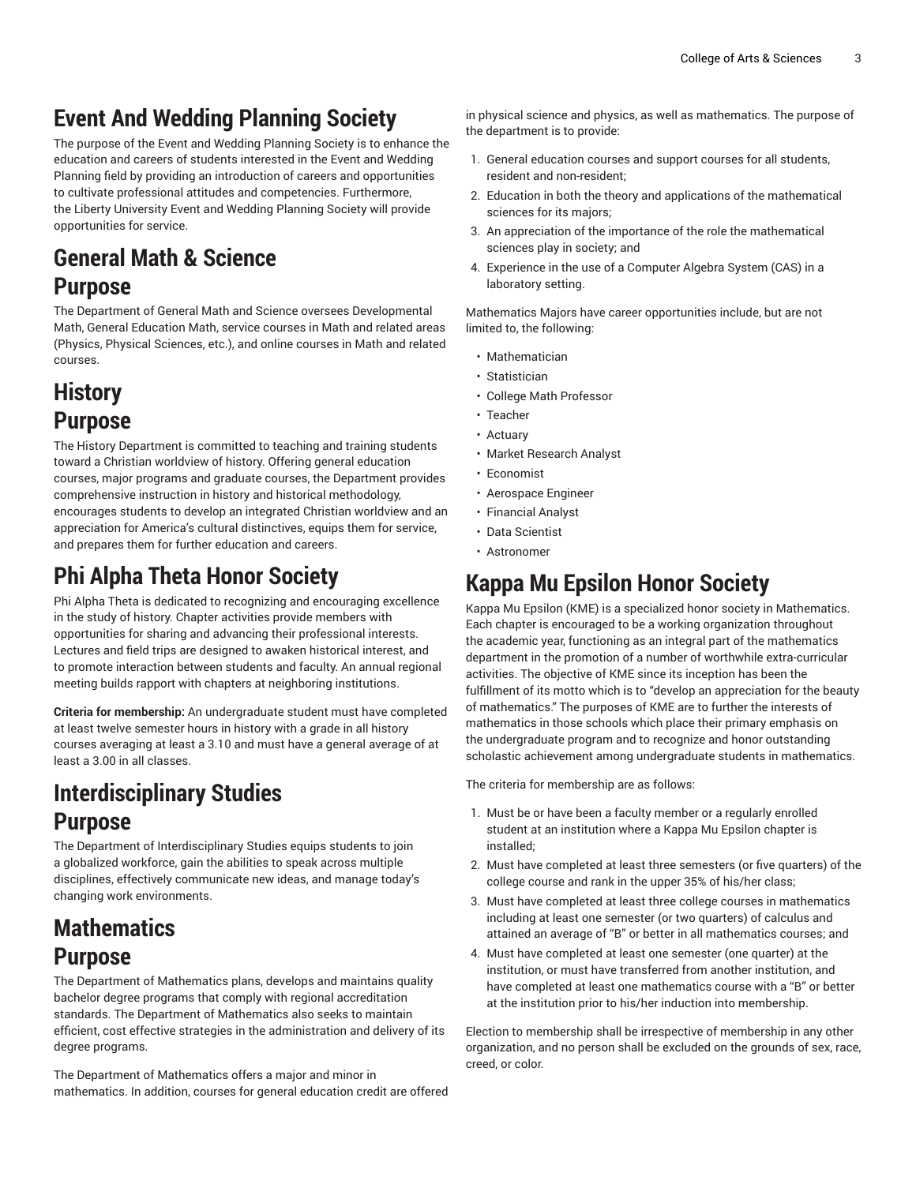# Event And Wedding Planning Society

The purpose of the Event and Wedding Planning Society is to enhance the education and careers of students interested in the Event and Wedding Planning field by providing an introduction of careers and opportunities to cultivate professional attitudes and competencies. Furthermore, the Liberty University Event and Wedding Planning Society will provide opportunities for service.

# General Math & Science

## Purpose

The Department of General Math and Science oversees Developmental Math, General Education Math, service courses in Math and related areas (Physics, Physical Sciences, etc.), and online courses in Math and related courses.

# History

## Purpose

The History Department is committed to teaching and training students toward a Christian worldview of history. Offering general education courses, major programs and graduate courses, the Department provides comprehensive instruction in history and historical methodology, encourages students to develop an integrated Christian worldview and an appreciation for America's cultural distinctives, equips them for service, and prepares them for further education and careers.

# Phi Alpha Theta Honor Society

Phi Alpha Theta is dedicated to recognizing and encouraging excellence in the study of history. Chapter activities provide members with opportunities for sharing and advancing their professional interests. Lectures and field trips are designed to awaken historical interest, and to promote interaction between students and faculty. An annual regional meeting builds rapport with chapters at neighboring institutions.

**Criteria for membership:** An undergraduate student must have completed at least twelve semester hours in history with a grade in all history courses averaging at least a 3.10 and must have a general average of at least a 3.00 in all classes.

# Interdisciplinary Studies

## Purpose

The Department of Interdisciplinary Studies equips students to join a globalized workforce, gain the abilities to speak across multiple disciplines, effectively communicate new ideas, and manage today's changing work environments.

# Mathematics

## Purpose

The Department of Mathematics plans, develops and maintains quality bachelor degree programs that comply with regional accreditation standards. The Department of Mathematics also seeks to maintain efficient, cost effective strategies in the administration and delivery of its degree programs.

The Department of Mathematics offers a major and minor in mathematics. In addition, courses for general education credit are offered in physical science and physics, as well as mathematics. The purpose of the department is to provide:

1. General education courses and support courses for all students, resident and non-resident;
2. Education in both the theory and applications of the mathematical sciences for its majors;
3. An appreciation of the importance of the role the mathematical sciences play in society; and
4. Experience in the use of a Computer Algebra System (CAS) in a laboratory setting.

Mathematics Majors have career opportunities include, but are not limited to, the following:

- Mathematician
- Statistician
- College Math Professor
- Teacher
- Actuary
- Market Research Analyst
- Economist
- Aerospace Engineer
- Financial Analyst
- Data Scientist
- Astronomer

# Kappa Mu Epsilon Honor Society

Kappa Mu Epsilon (KME) is a specialized honor society in Mathematics. Each chapter is encouraged to be a working organization throughout the academic year, functioning as an integral part of the mathematics department in the promotion of a number of worthwhile extra-curricular activities. The objective of KME since its inception has been the fulfillment of its motto which is to "develop an appreciation for the beauty of mathematics." The purposes of KME are to further the interests of mathematics in those schools which place their primary emphasis on the undergraduate program and to recognize and honor outstanding scholastic achievement among undergraduate students in mathematics.

The criteria for membership are as follows:

1. Must be or have been a faculty member or a regularly enrolled student at an institution where a Kappa Mu Epsilon chapter is installed;
2. Must have completed at least three semesters (or five quarters) of the college course and rank in the upper 35% of his/her class;
3. Must have completed at least three college courses in mathematics including at least one semester (or two quarters) of calculus and attained an average of "B" or better in all mathematics courses; and
4. Must have completed at least one semester (one quarter) at the institution, or must have transferred from another institution, and have completed at least one mathematics course with a "B" or better at the institution prior to his/her induction into membership.

Election to membership shall be irrespective of membership in any other organization, and no person shall be excluded on the grounds of sex, race, creed, or color.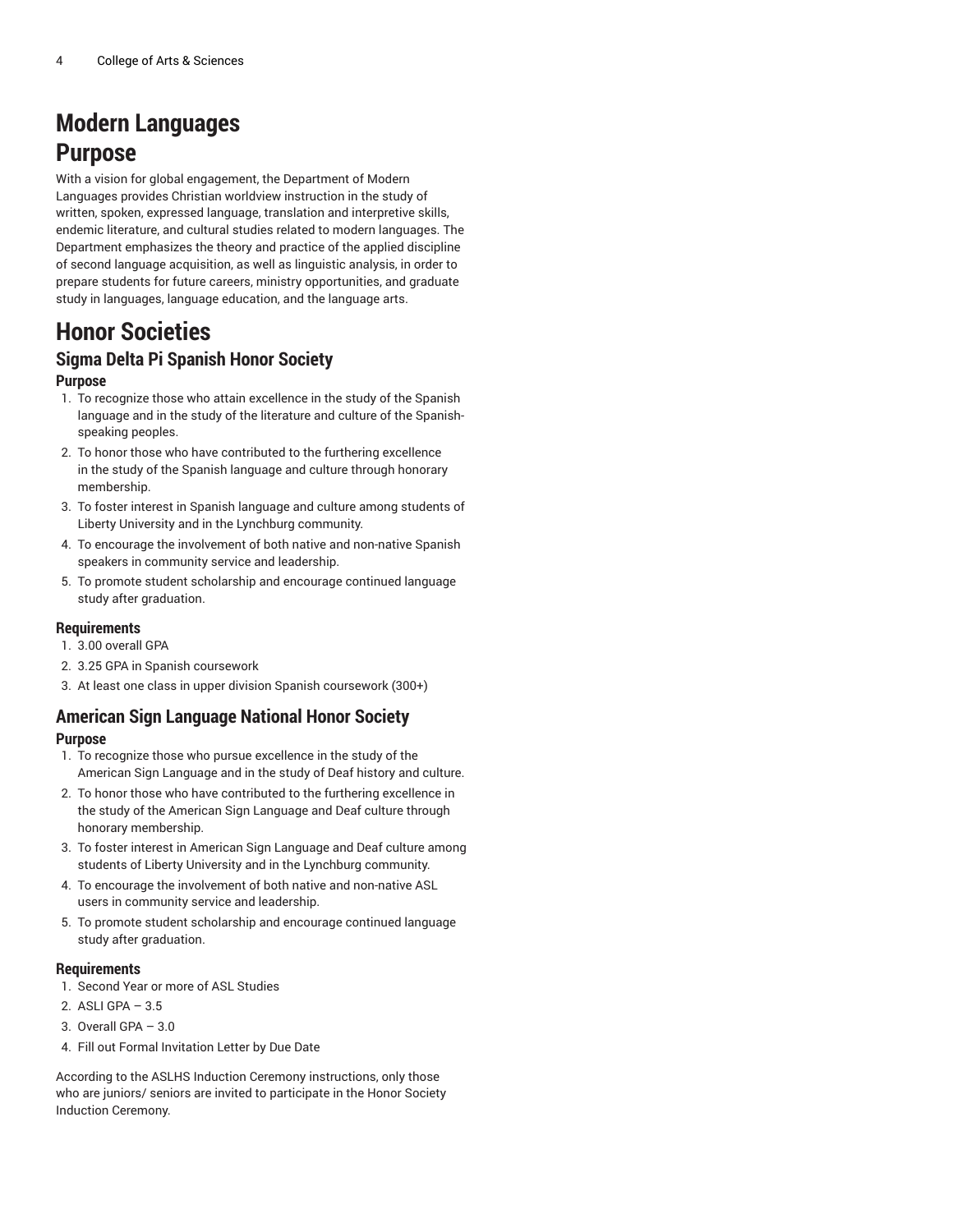# Modern Languages

# Purpose

With a vision for global engagement, the Department of Modern Languages provides Christian worldview instruction in the study of written, spoken, expressed language, translation and interpretive skills, endemic literature, and cultural studies related to modern languages. The Department emphasizes the theory and practice of the applied discipline of second language acquisition, as well as linguistic analysis, in order to prepare students for future careers, ministry opportunities, and graduate study in languages, language education, and the language arts.

# Honor Societies

## Sigma Delta Pi Spanish Honor Society

### Purpose

1. To recognize those who attain excellence in the study of the Spanish language and in the study of the literature and culture of the Spanish-speaking peoples.
2. To honor those who have contributed to the furthering excellence in the study of the Spanish language and culture through honorary membership.
3. To foster interest in Spanish language and culture among students of Liberty University and in the Lynchburg community.
4. To encourage the involvement of both native and non-native Spanish speakers in community service and leadership.
5. To promote student scholarship and encourage continued language study after graduation.

### Requirements

1. 3.00 overall GPA
2. 3.25 GPA in Spanish coursework
3. At least one class in upper division Spanish coursework (300+)

## American Sign Language National Honor Society

### Purpose

1. To recognize those who pursue excellence in the study of the American Sign Language and in the study of Deaf history and culture.
2. To honor those who have contributed to the furthering excellence in the study of the American Sign Language and Deaf culture through honorary membership.
3. To foster interest in American Sign Language and Deaf culture among students of Liberty University and in the Lynchburg community.
4. To encourage the involvement of both native and non-native ASL users in community service and leadership.
5. To promote student scholarship and encourage continued language study after graduation.

### Requirements

1. Second Year or more of ASL Studies
2. ASLI GPA – 3.5
3. Overall GPA – 3.0
4. Fill out Formal Invitation Letter by Due Date

According to the ASLHS Induction Ceremony instructions, only those who are juniors/ seniors are invited to participate in the Honor Society Induction Ceremony.